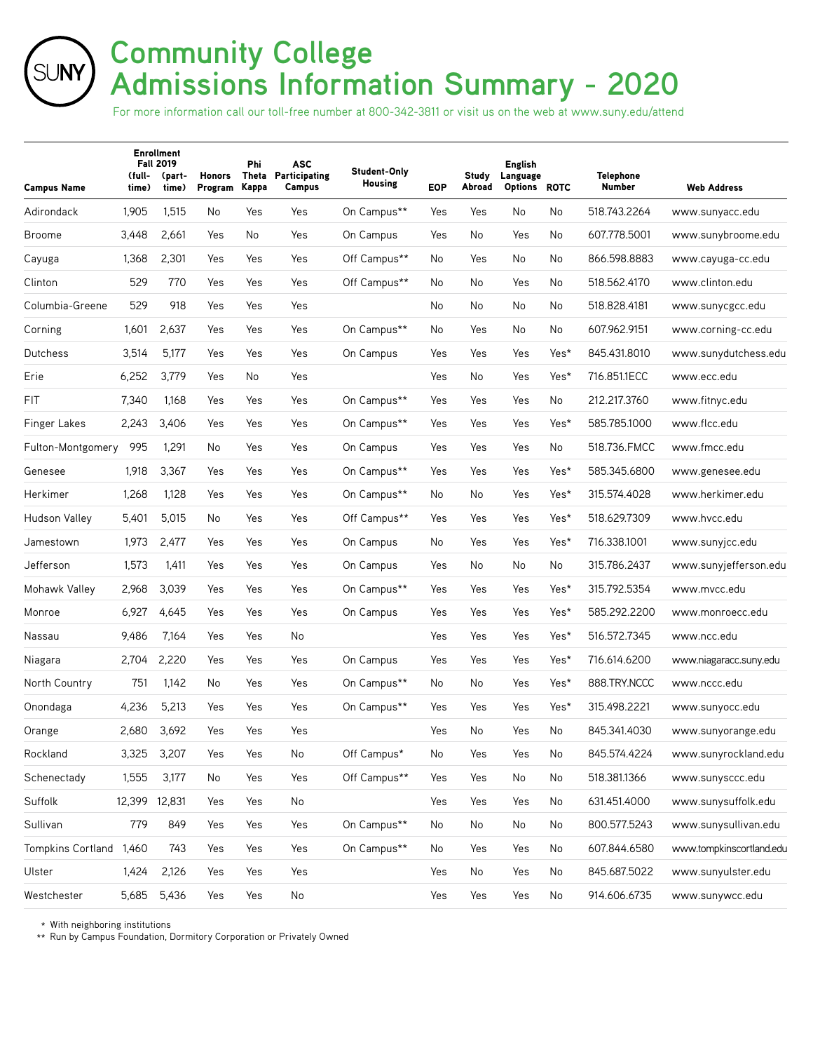# Community College Admissions Information Summary - 2020

For more information call our toll-free number at 800-342-3811 or visit us on the web at www.suny.edu/attend

| Campus Name | Enrollment Fall 2019 (full-time) | Enrollment Fall 2019 (part-time) | Honors Program | Phi Theta Kappa | ASC Participating Campus | Student-Only Housing | EOP | Study Abroad | English Language Options | ROTC | Telephone Number | Web Address |
|---|---|---|---|---|---|---|---|---|---|---|---|---|
| Adirondack | 1,905 | 1,515 | No | Yes | Yes | On Campus** | Yes | Yes | No | No | 518.743.2264 | www.sunyacc.edu |
| Broome | 3,448 | 2,661 | Yes | No | Yes | On Campus | Yes | No | Yes | No | 607.778.5001 | www.sunybroome.edu |
| Cayuga | 1,368 | 2,301 | Yes | Yes | Yes | Off Campus** | No | Yes | No | No | 866.598.8883 | www.cayuga-cc.edu |
| Clinton | 529 | 770 | Yes | Yes | Yes | Off Campus** | No | No | Yes | No | 518.562.4170 | www.clinton.edu |
| Columbia-Greene | 529 | 918 | Yes | Yes | Yes | | No | No | No | No | 518.828.4181 | www.sunycgcc.edu |
| Corning | 1,601 | 2,637 | Yes | Yes | Yes | On Campus** | No | Yes | No | No | 607.962.9151 | www.corning-cc.edu |
| Dutchess | 3,514 | 5,177 | Yes | Yes | Yes | On Campus | Yes | Yes | Yes | Yes* | 845.431.8010 | www.sunydutchess.edu |
| Erie | 6,252 | 3,779 | Yes | No | Yes | | Yes | No | Yes | Yes* | 716.851.1ECC | www.ecc.edu |
| FIT | 7,340 | 1,168 | Yes | Yes | Yes | On Campus** | Yes | Yes | Yes | No | 212.217.3760 | www.fitnyc.edu |
| Finger Lakes | 2,243 | 3,406 | Yes | Yes | Yes | On Campus** | Yes | Yes | Yes | Yes* | 585.785.1000 | www.flcc.edu |
| Fulton-Montgomery | 995 | 1,291 | No | Yes | Yes | On Campus | Yes | Yes | Yes | No | 518.736.FMCC | www.fmcc.edu |
| Genesee | 1,918 | 3,367 | Yes | Yes | Yes | On Campus** | Yes | Yes | Yes | Yes* | 585.345.6800 | www.genesee.edu |
| Herkimer | 1,268 | 1,128 | Yes | Yes | Yes | On Campus** | No | No | Yes | Yes* | 315.574.4028 | www.herkimer.edu |
| Hudson Valley | 5,401 | 5,015 | No | Yes | Yes | Off Campus** | Yes | Yes | Yes | Yes* | 518.629.7309 | www.hvcc.edu |
| Jamestown | 1,973 | 2,477 | Yes | Yes | Yes | On Campus | No | Yes | Yes | Yes* | 716.338.1001 | www.sunyjcc.edu |
| Jefferson | 1,573 | 1,411 | Yes | Yes | Yes | On Campus | Yes | No | No | No | 315.786.2437 | www.sunyjefferson.edu |
| Mohawk Valley | 2,968 | 3,039 | Yes | Yes | Yes | On Campus** | Yes | Yes | Yes | Yes* | 315.792.5354 | www.mvcc.edu |
| Monroe | 6,927 | 4,645 | Yes | Yes | Yes | On Campus | Yes | Yes | Yes | Yes* | 585.292.2200 | www.monroecc.edu |
| Nassau | 9,486 | 7,164 | Yes | Yes | No | | Yes | Yes | Yes | Yes* | 516.572.7345 | www.ncc.edu |
| Niagara | 2,704 | 2,220 | Yes | Yes | Yes | On Campus | Yes | Yes | Yes | Yes* | 716.614.6200 | www.niagaracc.suny.edu |
| North Country | 751 | 1,142 | No | Yes | Yes | On Campus** | No | No | Yes | Yes* | 888.TRY.NCCC | www.nccc.edu |
| Onondaga | 4,236 | 5,213 | Yes | Yes | Yes | On Campus** | Yes | Yes | Yes | Yes* | 315.498.2221 | www.sunyocc.edu |
| Orange | 2,680 | 3,692 | Yes | Yes | Yes | | Yes | No | Yes | No | 845.341.4030 | www.sunyorange.edu |
| Rockland | 3,325 | 3,207 | Yes | Yes | No | Off Campus* | No | Yes | Yes | No | 845.574.4224 | www.sunyrockland.edu |
| Schenectady | 1,555 | 3,177 | No | Yes | Yes | Off Campus** | Yes | Yes | No | No | 518.381.1366 | www.sunysccc.edu |
| Suffolk | 12,399 | 12,831 | Yes | Yes | No | | Yes | Yes | Yes | No | 631.451.4000 | www.sunysuffolk.edu |
| Sullivan | 779 | 849 | Yes | Yes | Yes | On Campus** | No | No | No | No | 800.577.5243 | www.sunysullivan.edu |
| Tompkins Cortland | 1,460 | 743 | Yes | Yes | Yes | On Campus** | No | Yes | Yes | No | 607.844.6580 | www.tompkinscortland.edu |
| Ulster | 1,424 | 2,126 | Yes | Yes | Yes | | Yes | No | Yes | No | 845.687.5022 | www.sunyulster.edu |
| Westchester | 5,685 | 5,436 | Yes | Yes | No | | Yes | Yes | Yes | No | 914.606.6735 | www.sunywcc.edu |

\* With neighboring institutions
** Run by Campus Foundation, Dormitory Corporation or Privately Owned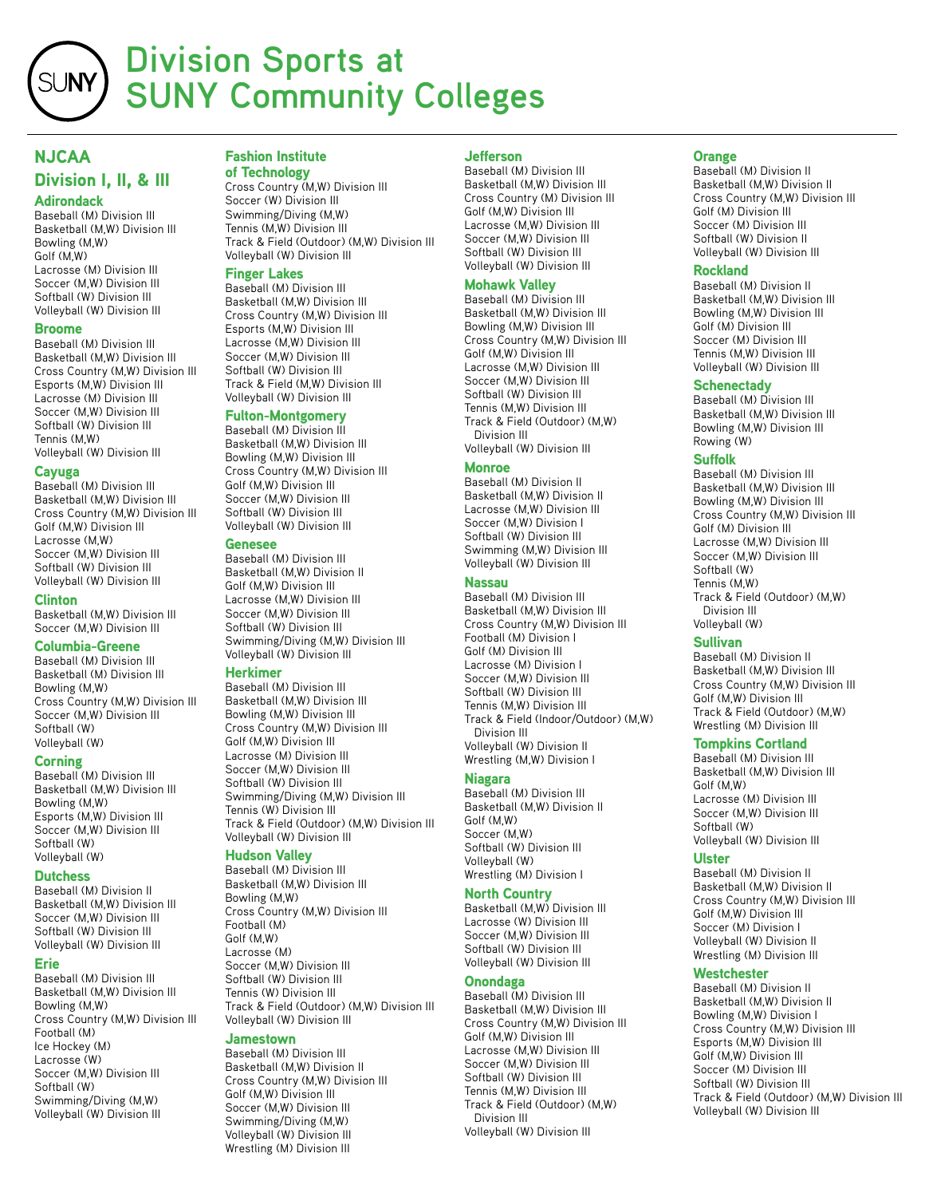# Division Sports at SUNY Community Colleges

## NJCAA Division I, II, & III

### Adirondack
Baseball (M) Division III
Basketball (M,W) Division III
Bowling (M,W)
Golf (M,W)
Lacrosse (M) Division III
Soccer (M,W) Division III
Softball (W) Division III
Volleyball (W) Division III

### Broome
Baseball (M) Division III
Basketball (M,W) Division III
Cross Country (M,W) Division III
Esports (M,W) Division III
Lacrosse (M) Division III
Soccer (M,W) Division III
Softball (W) Division III
Tennis (M,W)
Volleyball (W) Division III

### Cayuga
Baseball (M) Division III
Basketball (M,W) Division III
Cross Country (M,W) Division III
Golf (M,W) Division III
Lacrosse (M,W)
Soccer (M,W) Division III
Softball (W) Division III
Volleyball (W) Division III

### Clinton
Basketball (M,W) Division III
Soccer (M,W) Division III

### Columbia-Greene
Baseball (M) Division III
Basketball (M) Division III
Bowling (M,W)
Cross Country (M,W) Division III
Soccer (M,W) Division III
Softball (W)
Volleyball (W)

### Corning
Baseball (M) Division III
Basketball (M,W) Division III
Bowling (M,W)
Esports (M,W) Division III
Soccer (M,W) Division III
Softball (W)
Volleyball (W)

### Dutchess
Baseball (M) Division II
Basketball (M,W) Division III
Soccer (M,W) Division III
Softball (W) Division III
Volleyball (W) Division III

### Erie
Baseball (M) Division III
Basketball (M,W) Division III
Bowling (M,W)
Cross Country (M,W) Division III
Football (M)
Ice Hockey (M)
Lacrosse (W)
Soccer (M,W) Division III
Softball (W)
Swimming/Diving (M,W)
Volleyball (W) Division III

### Fashion Institute of Technology
Cross Country (M,W) Division III
Soccer (W) Division III
Swimming/Diving (M,W)
Tennis (M,W) Division III
Track & Field (Outdoor) (M,W) Division III
Volleyball (W) Division III

### Finger Lakes
Baseball (M) Division III
Basketball (M,W) Division III
Cross Country (M,W) Division III
Esports (M,W) Division III
Lacrosse (M,W) Division III
Soccer (M,W) Division III
Softball (W) Division III
Track & Field (M,W) Division III
Volleyball (W) Division III

### Fulton-Montgomery
Baseball (M) Division III
Basketball (M,W) Division III
Bowling (M,W) Division III
Cross Country (M,W) Division III
Golf (M,W) Division III
Soccer (M,W) Division III
Softball (W) Division III
Volleyball (W) Division III

### Genesee
Baseball (M) Division III
Basketball (M,W) Division II
Golf (M,W) Division III
Lacrosse (M,W) Division III
Soccer (M,W) Division III
Softball (W) Division III
Swimming/Diving (M,W) Division III
Volleyball (W) Division III

### Herkimer
Baseball (M) Division III
Basketball (M,W) Division III
Bowling (M,W) Division III
Cross Country (M,W) Division III
Golf (M,W) Division III
Lacrosse (M) Division III
Soccer (M,W) Division III
Softball (W) Division III
Swimming/Diving (M,W) Division III
Tennis (W) Division III
Track & Field (Outdoor) (M,W) Division III
Volleyball (W) Division III

### Hudson Valley
Baseball (M) Division III
Basketball (M,W) Division III
Bowling (M,W)
Cross Country (M,W) Division III
Football (M)
Golf (M,W)
Lacrosse (M)
Soccer (M,W) Division III
Softball (W) Division III
Tennis (W) Division III
Track & Field (Outdoor) (M,W) Division III
Volleyball (W) Division III

### Jamestown
Baseball (M) Division III
Basketball (M,W) Division II
Cross Country (M,W) Division III
Golf (M,W) Division III
Soccer (M,W) Division III
Swimming/Diving (M,W)
Volleyball (W) Division III
Wrestling (M) Division III

### Jefferson
Baseball (M) Division III
Basketball (M,W) Division III
Cross Country (M) Division III
Golf (M,W) Division III
Lacrosse (M,W) Division III
Soccer (M,W) Division III
Softball (W) Division III
Volleyball (W) Division III

### Mohawk Valley
Baseball (M) Division III
Basketball (M,W) Division III
Bowling (M,W) Division III
Cross Country (M,W) Division III
Golf (M,W) Division III
Lacrosse (M,W) Division III
Soccer (M,W) Division III
Softball (W) Division III
Tennis (M,W) Division III
Track & Field (Outdoor) (M,W) Division III
Volleyball (W) Division III

### Monroe
Baseball (M) Division II
Basketball (M,W) Division II
Lacrosse (M,W) Division III
Soccer (M,W) Division I
Softball (W) Division III
Swimming (M,W) Division III
Volleyball (W) Division III

### Nassau
Baseball (M) Division III
Basketball (M,W) Division III
Cross Country (M,W) Division III
Football (M) Division I
Golf (M) Division III
Lacrosse (M) Division I
Soccer (M,W) Division III
Softball (W) Division III
Tennis (M,W) Division III
Track & Field (Indoor/Outdoor) (M,W) Division III
Volleyball (W) Division II
Wrestling (M,W) Division I

### Niagara
Baseball (M) Division III
Basketball (M,W) Division II
Golf (M,W)
Soccer (M,W)
Softball (W) Division III
Volleyball (W)
Wrestling (M) Division I

### North Country
Basketball (M,W) Division III
Lacrosse (W) Division III
Soccer (M,W) Division III
Softball (W) Division III
Volleyball (W) Division III

### Onondaga
Baseball (M) Division III
Basketball (M,W) Division III
Cross Country (M,W) Division III
Golf (M,W) Division III
Lacrosse (M,W) Division III
Soccer (M,W) Division III
Softball (W) Division III
Tennis (M,W) Division III
Track & Field (Outdoor) (M,W) Division III
Volleyball (W) Division III

### Orange
Baseball (M) Division II
Basketball (M,W) Division II
Cross Country (M,W) Division III
Golf (M) Division III
Soccer (M) Division III
Softball (W) Division II
Volleyball (W) Division III

### Rockland
Baseball (M) Division II
Basketball (M,W) Division III
Bowling (M,W) Division III
Golf (M) Division III
Soccer (M) Division III
Tennis (M,W) Division III
Volleyball (W) Division III

### Schenectady
Baseball (M) Division III
Basketball (M,W) Division III
Bowling (M,W) Division III
Rowing (W)

### Suffolk
Baseball (M) Division III
Basketball (M,W) Division III
Bowling (M,W) Division III
Cross Country (M,W) Division III
Golf (M) Division III
Lacrosse (M,W) Division III
Soccer (M,W) Division III
Softball (W)
Tennis (M,W)
Track & Field (Outdoor) (M,W) Division III
Volleyball (W)

### Sullivan
Baseball (M) Division II
Basketball (M,W) Division III
Cross Country (M,W) Division III
Golf (M,W) Division III
Track & Field (Outdoor) (M,W)
Wrestling (M) Division III

### Tompkins Cortland
Baseball (M) Division III
Basketball (M,W) Division III
Golf (M,W)
Lacrosse (M) Division III
Soccer (M,W) Division III
Softball (W)
Volleyball (W) Division III

### Ulster
Baseball (M) Division II
Basketball (M,W) Division II
Cross Country (M,W) Division III
Golf (M,W) Division III
Soccer (M) Division I
Volleyball (W) Division II
Wrestling (M) Division III

### Westchester
Baseball (M) Division II
Basketball (M,W) Division II
Bowling (M,W) Division I
Cross Country (M,W) Division III
Esports (M,W) Division III
Golf (M,W) Division III
Soccer (M) Division III
Softball (W) Division III
Track & Field (Outdoor) (M,W) Division III
Volleyball (W) Division III